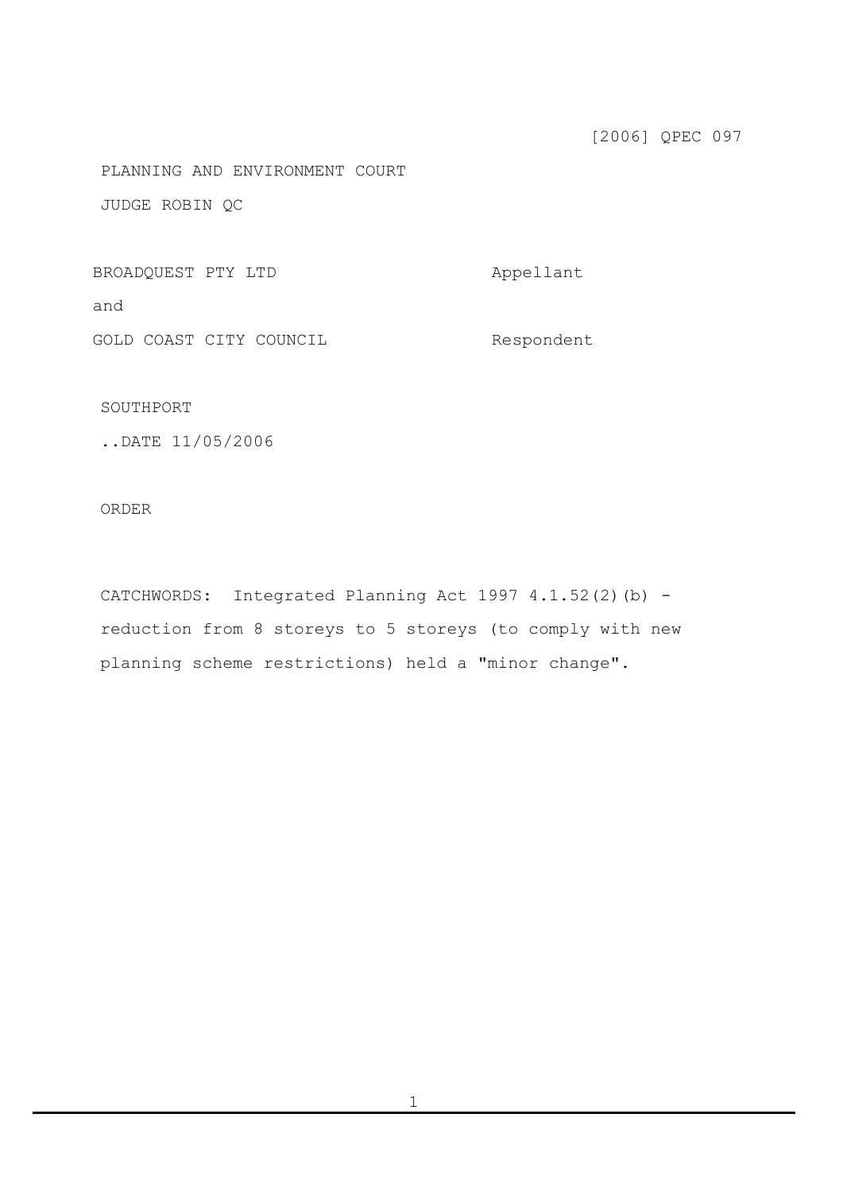[2006] QPEC 097

PLANNING AND ENVIRONMENT COURT

JUDGE ROBIN QC

BROADQUEST PTY LTD Appellant

and

GOLD COAST CITY COUNCIL Respondent

SOUTHPORT

..DATE 11/05/2006

ORDER

CATCHWORDS: Integrated Planning Act 1997 4.1.52(2)(b) - reduction from 8 storeys to 5 storeys (to comply with new planning scheme restrictions) held a "minor change".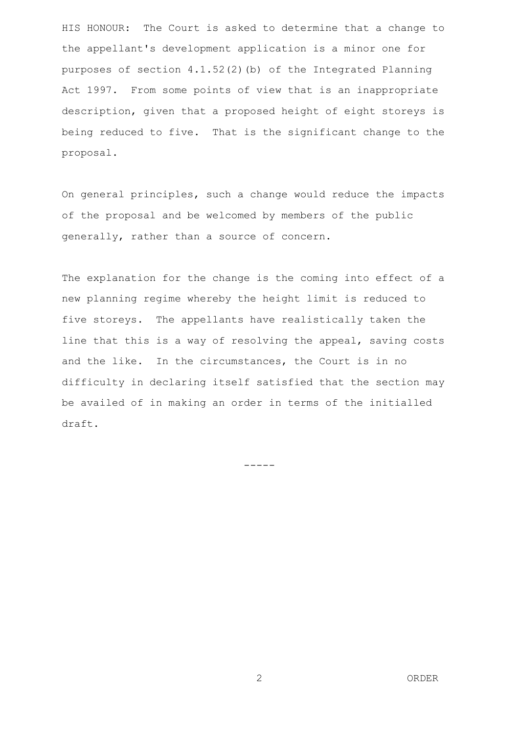HIS HONOUR: The Court is asked to determine that a change to the appellant's development application is a minor one for purposes of section 4.1.52(2)(b) of the Integrated Planning Act 1997. From some points of view that is an inappropriate description, given that a proposed height of eight storeys is being reduced to five. That is the significant change to the proposal.

On general principles, such a change would reduce the impacts of the proposal and be welcomed by members of the public generally, rather than a source of concern.

The explanation for the change is the coming into effect of a new planning regime whereby the height limit is reduced to five storeys. The appellants have realistically taken the line that this is a way of resolving the appeal, saving costs and the like. In the circumstances, the Court is in no difficulty in declaring itself satisfied that the section may be availed of in making an order in terms of the initialled draft.

-----